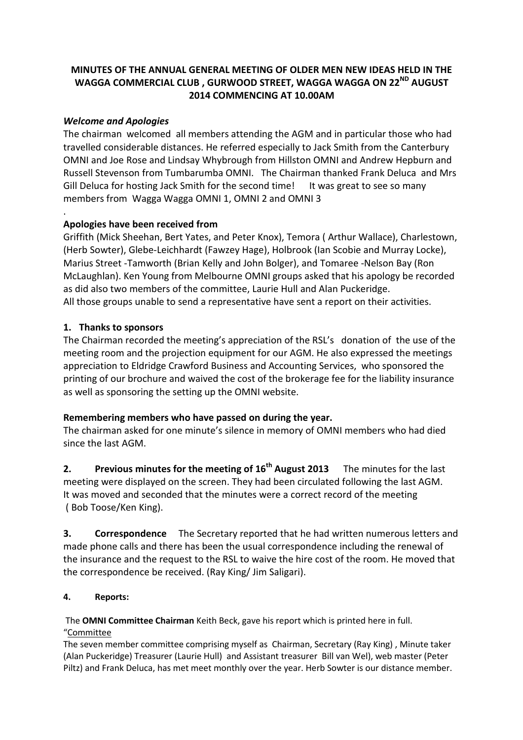**MINUTES OF THE ANNUAL GENERAL MEETING OF OLDER MEN NEW IDEAS HELD IN THE WAGGA COMMERCIAL CLUB , GURWOOD STREET, WAGGA WAGGA ON 22ND AUGUST 2014 COMMENCING AT 10.00AM**

***Welcome and Apologies***

The chairman welcomed all members attending the AGM and in particular those who had travelled considerable distances. He referred especially to Jack Smith from the Canterbury OMNI and Joe Rose and Lindsay Whybrough from Hillston OMNI and Andrew Hepburn and Russell Stevenson from Tumbarumba OMNI. The Chairman thanked Frank Deluca and Mrs Gill Deluca for hosting Jack Smith for the second time! It was great to see so many members from Wagga Wagga OMNI 1, OMNI 2 and OMNI 3

.

**Apologies have been received from**

Griffith (Mick Sheehan, Bert Yates, and Peter Knox), Temora ( Arthur Wallace), Charlestown, (Herb Sowter), Glebe-Leichhardt (Fawzey Hage), Holbrook (Ian Scobie and Murray Locke), Marius Street -Tamworth (Brian Kelly and John Bolger), and Tomaree -Nelson Bay (Ron McLaughlan). Ken Young from Melbourne OMNI groups asked that his apology be recorded as did also two members of the committee, Laurie Hull and Alan Puckeridge.
All those groups unable to send a representative have sent a report on their activities.

**1. Thanks to sponsors**

The Chairman recorded the meeting's appreciation of the RSL's donation of the use of the meeting room and the projection equipment for our AGM. He also expressed the meetings appreciation to Eldridge Crawford Business and Accounting Services, who sponsored the printing of our brochure and waived the cost of the brokerage fee for the liability insurance as well as sponsoring the setting up the OMNI website.

**Remembering members who have passed on during the year.**

The chairman asked for one minute's silence in memory of OMNI members who had died since the last AGM.

**2. Previous minutes for the meeting of 16th August 2013** The minutes for the last meeting were displayed on the screen. They had been circulated following the last AGM. It was moved and seconded that the minutes were a correct record of the meeting ( Bob Toose/Ken King).

**3. Correspondence** The Secretary reported that he had written numerous letters and made phone calls and there has been the usual correspondence including the renewal of the insurance and the request to the RSL to waive the hire cost of the room. He moved that the correspondence be received. (Ray King/ Jim Saligari).

**4. Reports:**

The **OMNI Committee Chairman** Keith Beck, gave his report which is printed here in full.

"Committee

The seven member committee comprising myself as Chairman, Secretary (Ray King) , Minute taker (Alan Puckeridge) Treasurer (Laurie Hull) and Assistant treasurer Bill van Wel), web master (Peter Piltz) and Frank Deluca, has met meet monthly over the year. Herb Sowter is our distance member.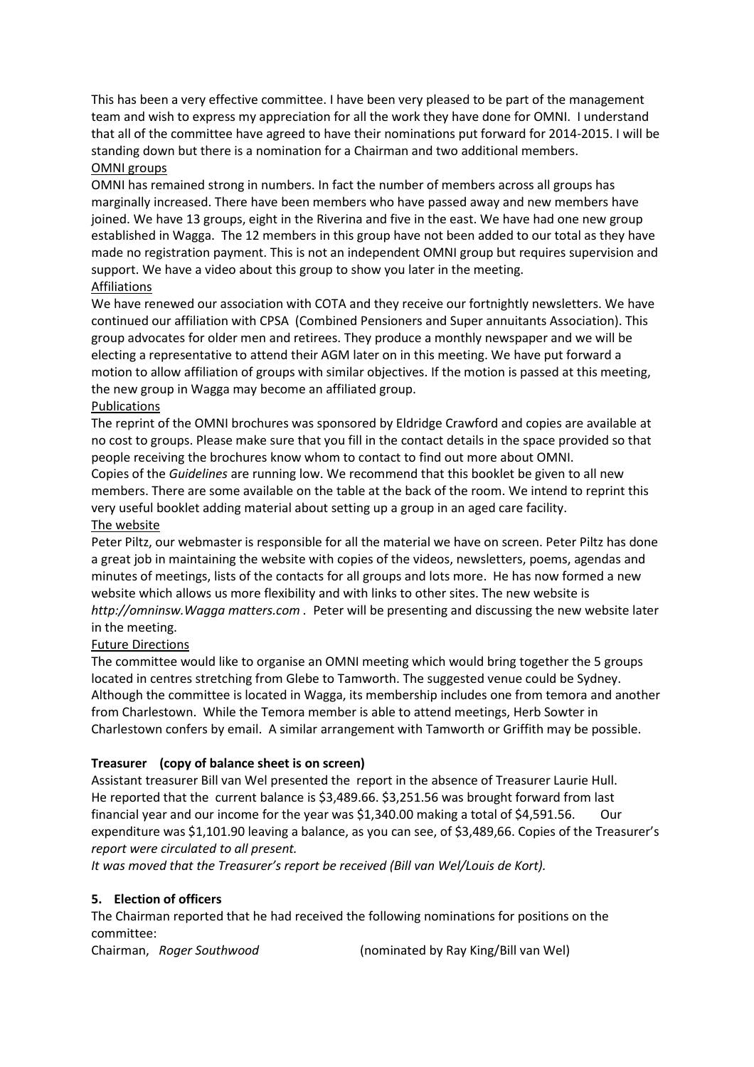This has been a very effective committee. I have been very pleased to be part of the management team and wish to express my appreciation for all the work they have done for OMNI. I understand that all of the committee have agreed to have their nominations put forward for 2014-2015. I will be standing down but there is a nomination for a Chairman and two additional members.

OMNI groups

OMNI has remained strong in numbers. In fact the number of members across all groups has marginally increased. There have been members who have passed away and new members have joined. We have 13 groups, eight in the Riverina and five in the east. We have had one new group established in Wagga. The 12 members in this group have not been added to our total as they have made no registration payment. This is not an independent OMNI group but requires supervision and support. We have a video about this group to show you later in the meeting.

Affiliations

We have renewed our association with COTA and they receive our fortnightly newsletters. We have continued our affiliation with CPSA (Combined Pensioners and Super annuitants Association). This group advocates for older men and retirees. They produce a monthly newspaper and we will be electing a representative to attend their AGM later on in this meeting. We have put forward a motion to allow affiliation of groups with similar objectives. If the motion is passed at this meeting, the new group in Wagga may become an affiliated group.

Publications

The reprint of the OMNI brochures was sponsored by Eldridge Crawford and copies are available at no cost to groups. Please make sure that you fill in the contact details in the space provided so that people receiving the brochures know whom to contact to find out more about OMNI.

Copies of the *Guidelines* are running low. We recommend that this booklet be given to all new members. There are some available on the table at the back of the room. We intend to reprint this very useful booklet adding material about setting up a group in an aged care facility.

The website

Peter Piltz, our webmaster is responsible for all the material we have on screen. Peter Piltz has done a great job in maintaining the website with copies of the videos, newsletters, poems, agendas and minutes of meetings, lists of the contacts for all groups and lots more. He has now formed a new website which allows us more flexibility and with links to other sites. The new website is *http://omninsw.Wagga matters.com* . Peter will be presenting and discussing the new website later in the meeting.

Future Directions

The committee would like to organise an OMNI meeting which would bring together the 5 groups located in centres stretching from Glebe to Tamworth. The suggested venue could be Sydney. Although the committee is located in Wagga, its membership includes one from temora and another from Charlestown. While the Temora member is able to attend meetings, Herb Sowter in Charlestown confers by email. A similar arrangement with Tamworth or Griffith may be possible.

**Treasurer (copy of balance sheet is on screen)**

Assistant treasurer Bill van Wel presented the report in the absence of Treasurer Laurie Hull. He reported that the current balance is $3,489.66. $3,251.56 was brought forward from last financial year and our income for the year was $1,340.00 making a total of $4,591.56. Our expenditure was $1,101.90 leaving a balance, as you can see, of $3,489,66. Copies of the Treasurer's *report were circulated to all present.*

*It was moved that the Treasurer's report be received (Bill van Wel/Louis de Kort).*

## 5. Election of officers

The Chairman reported that he had received the following nominations for positions on the committee:

Chairman, *Roger Southwood* (nominated by Ray King/Bill van Wel)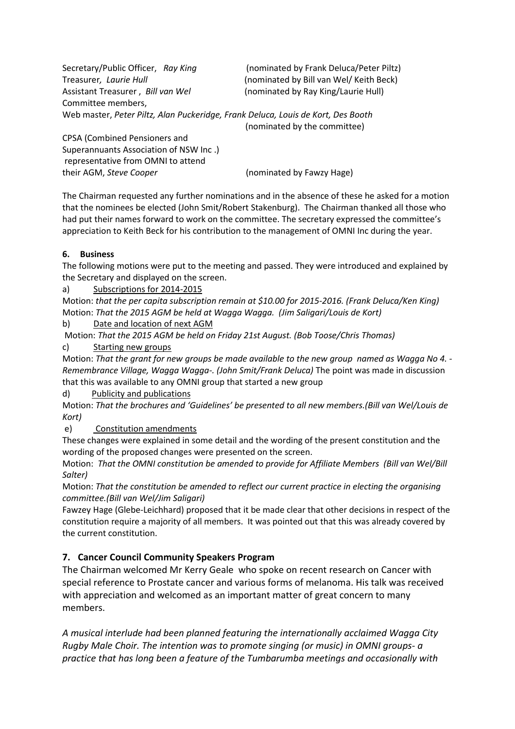Secretary/Public Officer, *Ray King* (nominated by Frank Deluca/Peter Piltz)
Treasurer, *Laurie Hull* (nominated by Bill van Wel/ Keith Beck)
Assistant Treasurer , *Bill van Wel* (nominated by Ray King/Laurie Hull)
Committee members,
Web master, *Peter Piltz, Alan Puckeridge, Frank Deluca, Louis de Kort, Des Booth* (nominated by the committee)

CPSA (Combined Pensioners and Superannuants Association of NSW Inc .) representative from OMNI to attend their AGM, *Steve Cooper* (nominated by Fawzy Hage)

The Chairman requested any further nominations and in the absence of these he asked for a motion that the nominees be elected (John Smit/Robert Stakenburg). The Chairman thanked all those who had put their names forward to work on the committee. The secretary expressed the committee's appreciation to Keith Beck for his contribution to the management of OMNI Inc during the year.

**6. Business**

The following motions were put to the meeting and passed. They were introduced and explained by the Secretary and displayed on the screen.

a) Subscriptions for 2014-2015

Motion: *that the per capita subscription remain at $10.00 for 2015-2016. (Frank Deluca/Ken King)*
Motion: *That the 2015 AGM be held at Wagga Wagga. (Jim Saligari/Louis de Kort)*

b) Date and location of next AGM

Motion: *That the 2015 AGM be held on Friday 21st August. (Bob Toose/Chris Thomas)*

c) Starting new groups

Motion: *That the grant for new groups be made available to the new group named as Wagga No 4. - Remembrance Village, Wagga Wagga-. (John Smit/Frank Deluca)* The point was made in discussion that this was available to any OMNI group that started a new group

d) Publicity and publications

Motion: *That the brochures and 'Guidelines' be presented to all new members.(Bill van Wel/Louis de Kort)*

e) Constitution amendments

These changes were explained in some detail and the wording of the present constitution and the wording of the proposed changes were presented on the screen.

Motion: *That the OMNI constitution be amended to provide for Affiliate Members (Bill van Wel/Bill Salter)*

Motion: *That the constitution be amended to reflect our current practice in electing the organising committee.(Bill van Wel/Jim Saligari)*

Fawzey Hage (Glebe-Leichhard) proposed that it be made clear that other decisions in respect of the constitution require a majority of all members. It was pointed out that this was already covered by the current constitution.

## 7. Cancer Council Community Speakers Program

The Chairman welcomed Mr Kerry Geale who spoke on recent research on Cancer with special reference to Prostate cancer and various forms of melanoma. His talk was received with appreciation and welcomed as an important matter of great concern to many members.

*A musical interlude had been planned featuring the internationally acclaimed Wagga City Rugby Male Choir. The intention was to promote singing (or music) in OMNI groups- a practice that has long been a feature of the Tumbarumba meetings and occasionally with*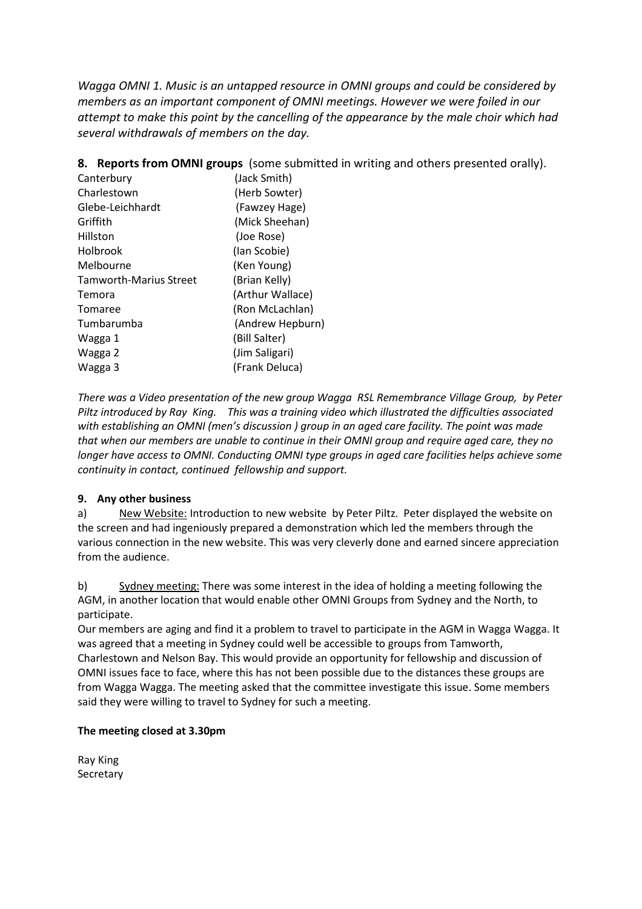*Wagga OMNI 1. Music is an untapped resource in OMNI groups and could be considered by members as an important component of OMNI meetings. However we were foiled in our attempt to make this point by the cancelling of the appearance by the male choir which had several withdrawals of members on the day.*

**8. Reports from OMNI groups** (some submitted in writing and others presented orally).

| | |
|---|---|
| Canterbury | (Jack Smith) |
| Charlestown | (Herb Sowter) |
| Glebe-Leichhardt | (Fawzey Hage) |
| Griffith | (Mick Sheehan) |
| Hillston | (Joe Rose) |
| Holbrook | (Ian Scobie) |
| Melbourne | (Ken Young) |
| Tamworth-Marius Street | (Brian Kelly) |
| Temora | (Arthur Wallace) |
| Tomaree | (Ron McLachlan) |
| Tumbarumba | (Andrew Hepburn) |
| Wagga 1 | (Bill Salter) |
| Wagga 2 | (Jim Saligari) |
| Wagga 3 | (Frank Deluca) |

*There was a Video presentation of the new group Wagga RSL Remembrance Village Group, by Peter Piltz introduced by Ray King. This was a training video which illustrated the difficulties associated with establishing an OMNI (men's discussion ) group in an aged care facility. The point was made that when our members are unable to continue in their OMNI group and require aged care, they no longer have access to OMNI. Conducting OMNI type groups in aged care facilities helps achieve some continuity in contact, continued fellowship and support.*

**9. Any other business**

a) New Website: Introduction to new website by Peter Piltz. Peter displayed the website on the screen and had ingeniously prepared a demonstration which led the members through the various connection in the new website. This was very cleverly done and earned sincere appreciation from the audience.

b) Sydney meeting: There was some interest in the idea of holding a meeting following the AGM, in another location that would enable other OMNI Groups from Sydney and the North, to participate.
Our members are aging and find it a problem to travel to participate in the AGM in Wagga Wagga. It was agreed that a meeting in Sydney could well be accessible to groups from Tamworth, Charlestown and Nelson Bay. This would provide an opportunity for fellowship and discussion of OMNI issues face to face, where this has not been possible due to the distances these groups are from Wagga Wagga. The meeting asked that the committee investigate this issue. Some members said they were willing to travel to Sydney for such a meeting.

**The meeting closed at 3.30pm**

Ray King
Secretary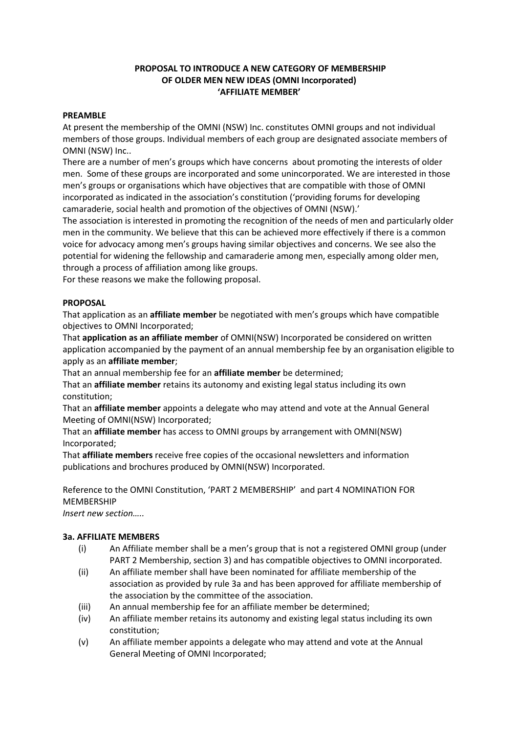**PROPOSAL TO INTRODUCE A NEW CATEGORY OF MEMBERSHIP OF OLDER MEN NEW IDEAS (OMNI Incorporated) 'AFFILIATE MEMBER'**

**PREAMBLE**

At present the membership of the OMNI (NSW) Inc. constitutes OMNI groups and not individual members of those groups. Individual members of each group are designated associate members of OMNI (NSW) Inc..

There are a number of men's groups which have concerns about promoting the interests of older men. Some of these groups are incorporated and some unincorporated. We are interested in those men's groups or organisations which have objectives that are compatible with those of OMNI incorporated as indicated in the association's constitution ('providing forums for developing camaraderie, social health and promotion of the objectives of OMNI (NSW).'

The association is interested in promoting the recognition of the needs of men and particularly older men in the community. We believe that this can be achieved more effectively if there is a common voice for advocacy among men's groups having similar objectives and concerns. We see also the potential for widening the fellowship and camaraderie among men, especially among older men, through a process of affiliation among like groups.

For these reasons we make the following proposal.

**PROPOSAL**

That application as an **affiliate member** be negotiated with men's groups which have compatible objectives to OMNI Incorporated;

That **application as an affiliate member** of OMNI(NSW) Incorporated be considered on written application accompanied by the payment of an annual membership fee by an organisation eligible to apply as an **affiliate member**;

That an annual membership fee for an **affiliate member** be determined;

That an **affiliate member** retains its autonomy and existing legal status including its own constitution;

That an **affiliate member** appoints a delegate who may attend and vote at the Annual General Meeting of OMNI(NSW) Incorporated;

That an **affiliate member** has access to OMNI groups by arrangement with OMNI(NSW) Incorporated;

That **affiliate members** receive free copies of the occasional newsletters and information publications and brochures produced by OMNI(NSW) Incorporated.

Reference to the OMNI Constitution, 'PART 2 MEMBERSHIP' and part 4 NOMINATION FOR MEMBERSHIP

*Insert new section…..*

**3a. AFFILIATE MEMBERS**

(i) An Affiliate member shall be a men's group that is not a registered OMNI group (under PART 2 Membership, section 3) and has compatible objectives to OMNI incorporated.

(ii) An affiliate member shall have been nominated for affiliate membership of the association as provided by rule 3a and has been approved for affiliate membership of the association by the committee of the association.

(iii) An annual membership fee for an affiliate member be determined;

(iv) An affiliate member retains its autonomy and existing legal status including its own constitution;

(v) An affiliate member appoints a delegate who may attend and vote at the Annual General Meeting of OMNI Incorporated;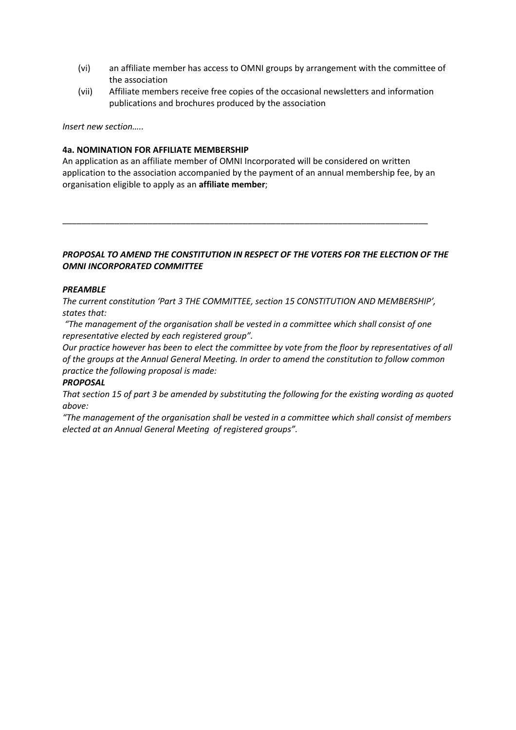(vi) an affiliate member has access to OMNI groups by arrangement with the committee of the association

(vii) Affiliate members receive free copies of the occasional newsletters and information publications and brochures produced by the association

*Insert new section…..*

**4a. NOMINATION FOR AFFILIATE MEMBERSHIP**

An application as an affiliate member of OMNI Incorporated will be considered on written application to the association accompanied by the payment of an annual membership fee, by an organisation eligible to apply as an **affiliate member**;

---

***PROPOSAL TO AMEND THE CONSTITUTION IN RESPECT OF THE VOTERS FOR THE ELECTION OF THE OMNI INCORPORATED COMMITTEE***

***PREAMBLE***

*The current constitution 'Part 3 THE COMMITTEE, section 15 CONSTITUTION AND MEMBERSHIP', states that:*

*"The management of the organisation shall be vested in a committee which shall consist of one representative elected by each registered group".*

*Our practice however has been to elect the committee by vote from the floor by representatives of all of the groups at the Annual General Meeting. In order to amend the constitution to follow common practice the following proposal is made:*

***PROPOSAL***

*That section 15 of part 3 be amended by substituting the following for the existing wording as quoted above:*

*"The management of the organisation shall be vested in a committee which shall consist of members elected at an Annual General Meeting of registered groups".*